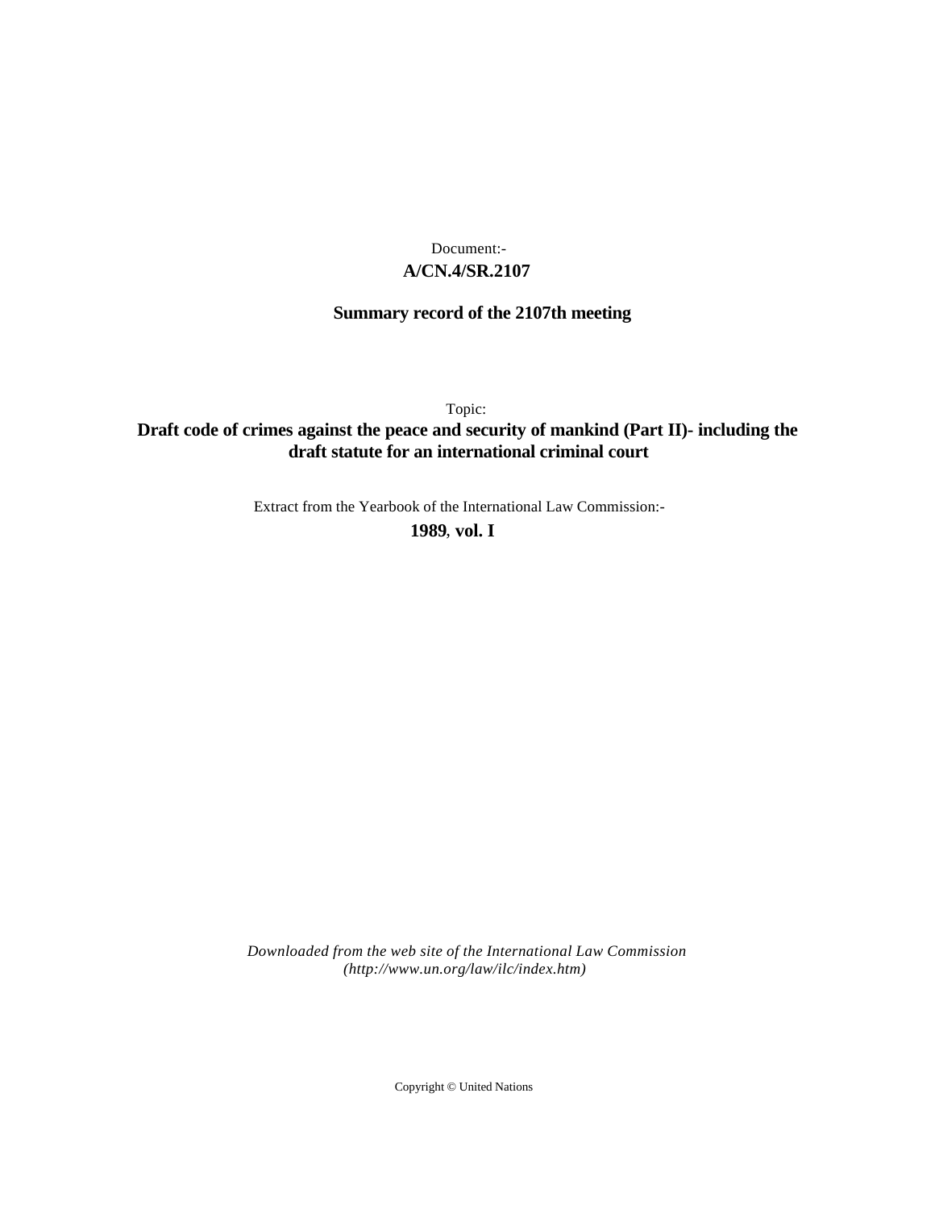Document:-

**A/CN.4/SR.2107**

**Summary record of the 2107th meeting**

Topic:

**Draft code of crimes against the peace and security of mankind (Part II)- including the draft statute for an international criminal court**

Extract from the Yearbook of the International Law Commission:-

**1989, vol. I**

*Downloaded from the web site of the International Law Commission (http://www.un.org/law/ilc/index.htm)*

Copyright © United Nations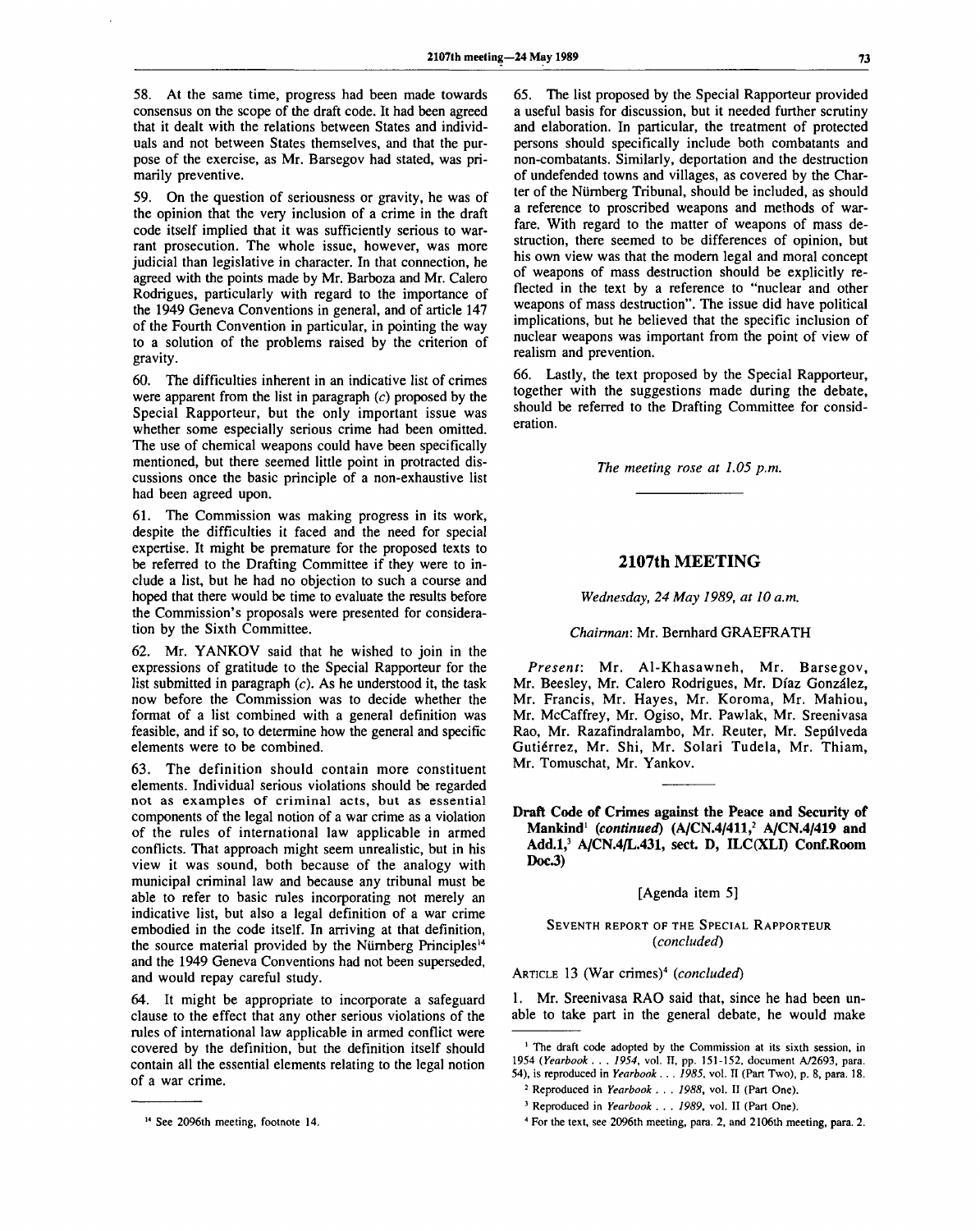58. At the same time, progress had been made towards consensus on the scope of the draft code. It had been agreed that it dealt with the relations between States and individuals and not between States themselves, and that the purpose of the exercise, as Mr. Barsegov had stated, was primarily preventive.

59. On the question of seriousness or gravity, he was of the opinion that the very inclusion of a crime in the draft code itself implied that it was sufficiently serious to warrant prosecution. The whole issue, however, was more judicial than legislative in character. In that connection, he agreed with the points made by Mr. Barboza and Mr. Calero Rodrigues, particularly with regard to the importance of the 1949 Geneva Conventions in general, and of article 147 of the Fourth Convention in particular, in pointing the way to a solution of the problems raised by the criterion of gravity.

60. The difficulties inherent in an indicative list of crimes were apparent from the list in paragraph (*c*) proposed by the Special Rapporteur, but the only important issue was whether some especially serious crime had been omitted. The use of chemical weapons could have been specifically mentioned, but there seemed little point in protracted discussions once the basic principle of a non-exhaustive list had been agreed upon.

61. The Commission was making progress in its work, despite the difficulties it faced and the need for special expertise. It might be premature for the proposed texts to be referred to the Drafting Committee if they were to include a list, but he had no objection to such a course and hoped that there would be time to evaluate the results before the Commission's proposals were presented for consideration by the Sixth Committee.

62. Mr. YANKOV said that he wished to join in the expressions of gratitude to the Special Rapporteur for the list submitted in paragraph (*c*). As he understood it, the task now before the Commission was to decide whether the format of a list combined with a general definition was feasible, and if so, to determine how the general and specific elements were to be combined.

63. The definition should contain more constituent elements. Individual serious violations should be regarded not as examples of criminal acts, but as essential components of the legal notion of a war crime as a violation of the rules of international law applicable in armed conflicts. That approach might seem unrealistic, but in his view it was sound, both because of the analogy with municipal criminal law and because any tribunal must be able to refer to basic rules incorporating not merely an indicative list, but also a legal definition of a war crime embodied in the code itself. In arriving at that definition, the source material provided by the Nürnberg Principles[14] and the 1949 Geneva Conventions had not been superseded, and would repay careful study.

64. It might be appropriate to incorporate a safeguard clause to the effect that any other serious violations of the rules of international law applicable in armed conflict were covered by the definition, but the definition itself should contain all the essential elements relating to the legal notion of a war crime.

65. The list proposed by the Special Rapporteur provided a useful basis for discussion, but it needed further scrutiny and elaboration. In particular, the treatment of protected persons should specifically include both combatants and non-combatants. Similarly, deportation and the destruction of undefended towns and villages, as covered by the Charter of the Nürnberg Tribunal, should be included, as should a reference to proscribed weapons and methods of warfare. With regard to the matter of weapons of mass destruction, there seemed to be differences of opinion, but his own view was that the modern legal and moral concept of weapons of mass destruction should be explicitly reflected in the text by a reference to "nuclear and other weapons of mass destruction". The issue did have political implications, but he believed that the specific inclusion of nuclear weapons was important from the point of view of realism and prevention.

66. Lastly, the text proposed by the Special Rapporteur, together with the suggestions made during the debate, should be referred to the Drafting Committee for consideration.

*The meeting rose at 1.05 p.m.*

---

## 2107th MEETING

*Wednesday, 24 May 1989, at 10 a.m.*

*Chairman*: Mr. Bernhard GRAEFRATH

*Present*: Mr. Al-Khasawneh, Mr. Barsegov, Mr. Beesley, Mr. Calero Rodrigues, Mr. Díaz González, Mr. Francis, Mr. Hayes, Mr. Koroma, Mr. Mahiou, Mr. McCaffrey, Mr. Ogiso, Mr. Pawlak, Mr. Sreenivasa Rao, Mr. Razafindralambo, Mr. Reuter, Mr. Sepúlveda Gutiérrez, Mr. Shi, Mr. Solari Tudela, Mr. Thiam, Mr. Tomuschat, Mr. Yankov.

---

**Draft Code of Crimes against the Peace and Security of Mankind[1] (*continued*) (A/CN.4/411,[2] A/CN.4/419 and Add.1,[3] A/CN.4/L.431, sect. D, ILC(XLI) Conf.Room Doc.3)**

[Agenda item 5]

SEVENTH REPORT OF THE SPECIAL RAPPORTEUR (*concluded*)

ARTICLE 13 (War crimes)[4] (*concluded*)

1. Mr. Sreenivasa RAO said that, since he had been unable to take part in the general debate, he would make

---

[14] See 2096th meeting, footnote 14.

[1] The draft code adopted by the Commission at its sixth session, in 1954 (*Yearbook . . . 1954*, vol. II, pp. 151-152, document A/2693, para. 54), is reproduced in *Yearbook . . . 1985*, vol. II (Part Two), p. 8, para. 18.

[2] Reproduced in *Yearbook . . . 1988*, vol. II (Part One).

[3] Reproduced in *Yearbook . . . 1989*, vol. II (Part One).

[4] For the text, see 2096th meeting, para. 2, and 2106th meeting, para. 2.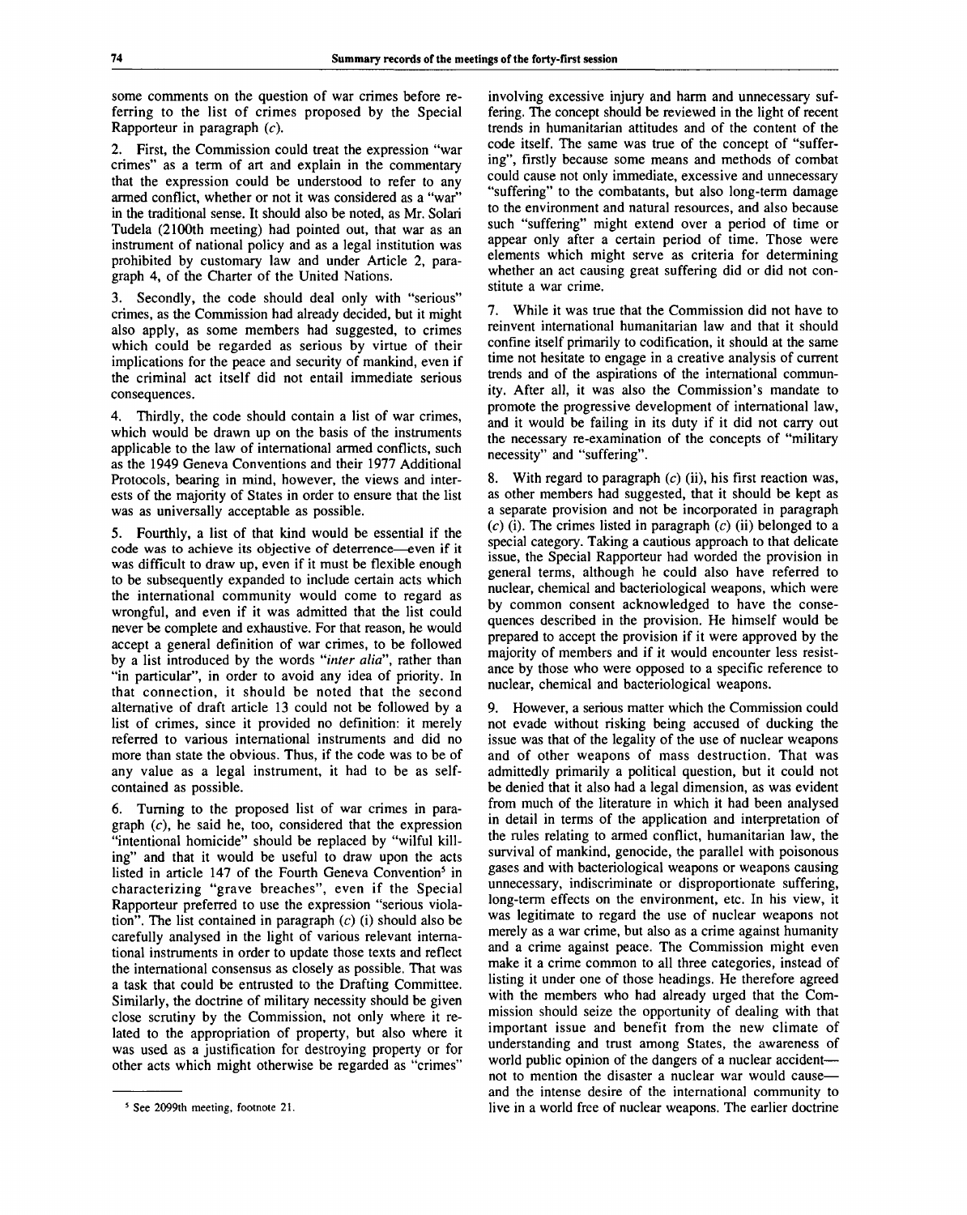some comments on the question of war crimes before referring to the list of crimes proposed by the Special Rapporteur in paragraph (*c*).

2. First, the Commission could treat the expression "war crimes" as a term of art and explain in the commentary that the expression could be understood to refer to any armed conflict, whether or not it was considered as a "war" in the traditional sense. It should also be noted, as Mr. Solari Tudela (2100th meeting) had pointed out, that war as an instrument of national policy and as a legal institution was prohibited by customary law and under Article 2, paragraph 4, of the Charter of the United Nations.

3. Secondly, the code should deal only with "serious" crimes, as the Commission had already decided, but it might also apply, as some members had suggested, to crimes which could be regarded as serious by virtue of their implications for the peace and security of mankind, even if the criminal act itself did not entail immediate serious consequences.

4. Thirdly, the code should contain a list of war crimes, which would be drawn up on the basis of the instruments applicable to the law of international armed conflicts, such as the 1949 Geneva Conventions and their 1977 Additional Protocols, bearing in mind, however, the views and interests of the majority of States in order to ensure that the list was as universally acceptable as possible.

5. Fourthly, a list of that kind would be essential if the code was to achieve its objective of deterrence—even if it was difficult to draw up, even if it must be flexible enough to be subsequently expanded to include certain acts which the international community would come to regard as wrongful, and even if it was admitted that the list could never be complete and exhaustive. For that reason, he would accept a general definition of war crimes, to be followed by a list introduced by the words "*inter alia*", rather than "in particular", in order to avoid any idea of priority. In that connection, it should be noted that the second alternative of draft article 13 could not be followed by a list of crimes, since it provided no definition: it merely referred to various international instruments and did no more than state the obvious. Thus, if the code was to be of any value as a legal instrument, it had to be as self-contained as possible.

6. Turning to the proposed list of war crimes in paragraph (*c*), he said he, too, considered that the expression "intentional homicide" should be replaced by "wilful killing" and that it would be useful to draw upon the acts listed in article 147 of the Fourth Geneva Convention[5] in characterizing "grave breaches", even if the Special Rapporteur preferred to use the expression "serious violation". The list contained in paragraph (*c*) (i) should also be carefully analysed in the light of various relevant international instruments in order to update those texts and reflect the international consensus as closely as possible. That was a task that could be entrusted to the Drafting Committee. Similarly, the doctrine of military necessity should be given close scrutiny by the Commission, not only where it related to the appropriation of property, but also where it was used as a justification for destroying property or for other acts which might otherwise be regarded as "crimes" involving excessive injury and harm and unnecessary suffering. The concept should be reviewed in the light of recent trends in humanitarian attitudes and of the content of the code itself. The same was true of the concept of "suffering", firstly because some means and methods of combat could cause not only immediate, excessive and unnecessary "suffering" to the combatants, but also long-term damage to the environment and natural resources, and also because such "suffering" might extend over a period of time or appear only after a certain period of time. Those were elements which might serve as criteria for determining whether an act causing great suffering did or did not constitute a war crime.

7. While it was true that the Commission did not have to reinvent international humanitarian law and that it should confine itself primarily to codification, it should at the same time not hesitate to engage in a creative analysis of current trends and of the aspirations of the international community. After all, it was also the Commission's mandate to promote the progressive development of international law, and it would be failing in its duty if it did not carry out the necessary re-examination of the concepts of "military necessity" and "suffering".

8. With regard to paragraph (*c*) (ii), his first reaction was, as other members had suggested, that it should be kept as a separate provision and not be incorporated in paragraph (*c*) (i). The crimes listed in paragraph (*c*) (ii) belonged to a special category. Taking a cautious approach to that delicate issue, the Special Rapporteur had worded the provision in general terms, although he could also have referred to nuclear, chemical and bacteriological weapons, which were by common consent acknowledged to have the consequences described in the provision. He himself would be prepared to accept the provision if it were approved by the majority of members and if it would encounter less resistance by those who were opposed to a specific reference to nuclear, chemical and bacteriological weapons.

9. However, a serious matter which the Commission could not evade without risking being accused of ducking the issue was that of the legality of the use of nuclear weapons and of other weapons of mass destruction. That was admittedly primarily a political question, but it could not be denied that it also had a legal dimension, as was evident from much of the literature in which it had been analysed in detail in terms of the application and interpretation of the rules relating to armed conflict, humanitarian law, the survival of mankind, genocide, the parallel with poisonous gases and with bacteriological weapons or weapons causing unnecessary, indiscriminate or disproportionate suffering, long-term effects on the environment, etc. In his view, it was legitimate to regard the use of nuclear weapons not merely as a war crime, but also as a crime against humanity and a crime against peace. The Commission might even make it a crime common to all three categories, instead of listing it under one of those headings. He therefore agreed with the members who had already urged that the Commission should seize the opportunity of dealing with that important issue and benefit from the new climate of understanding and trust among States, the awareness of world public opinion of the dangers of a nuclear accident—not to mention the disaster a nuclear war would cause—and the intense desire of the international community to live in a world free of nuclear weapons. The earlier doctrine

---

[5] See 2099th meeting, footnote 21.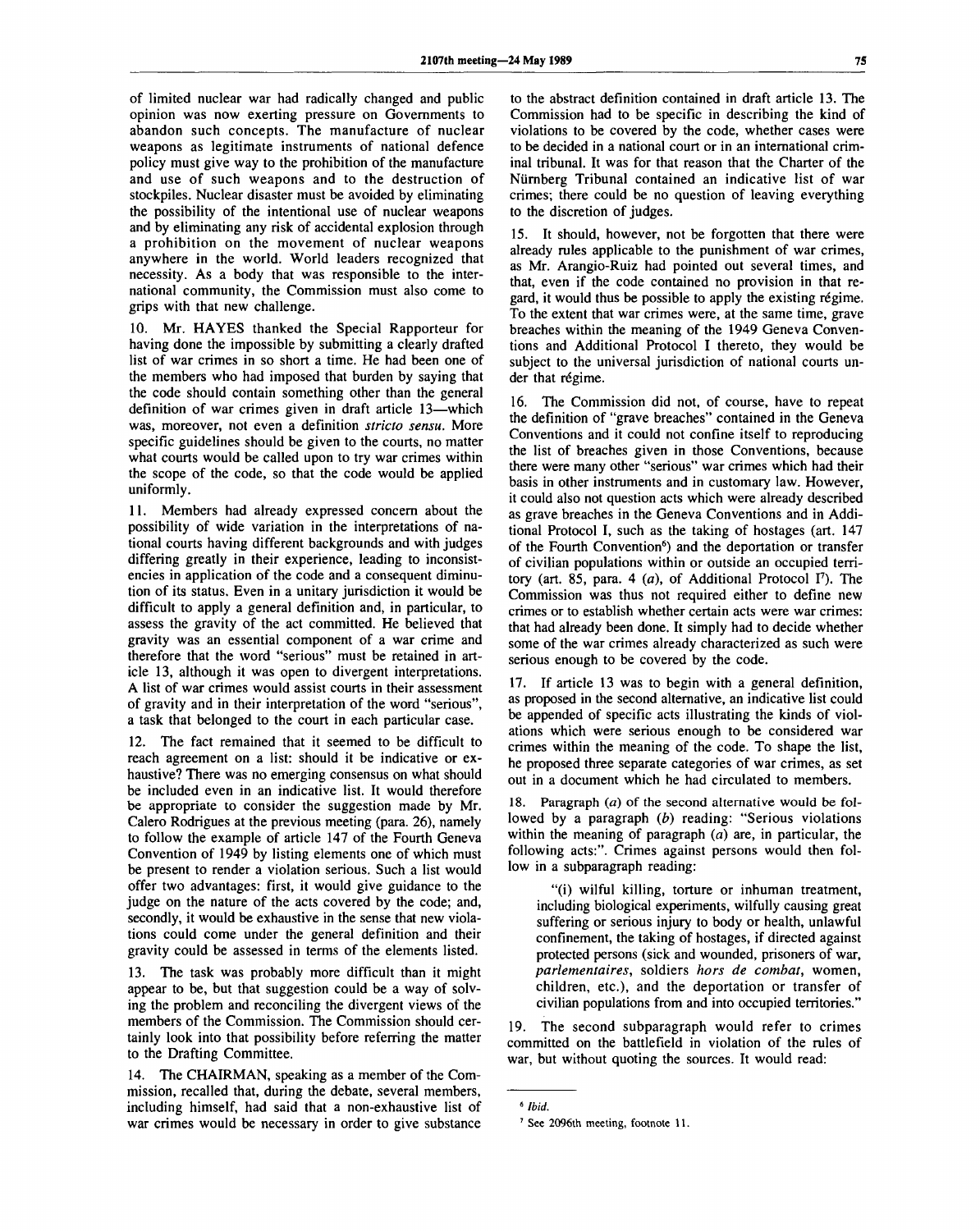of limited nuclear war had radically changed and public opinion was now exerting pressure on Governments to abandon such concepts. The manufacture of nuclear weapons as legitimate instruments of national defence policy must give way to the prohibition of the manufacture and use of such weapons and to the destruction of stockpiles. Nuclear disaster must be avoided by eliminating the possibility of the intentional use of nuclear weapons and by eliminating any risk of accidental explosion through a prohibition on the movement of nuclear weapons anywhere in the world. World leaders recognized that necessity. As a body that was responsible to the international community, the Commission must also come to grips with that new challenge.

10. Mr. HAYES thanked the Special Rapporteur for having done the impossible by submitting a clearly drafted list of war crimes in so short a time. He had been one of the members who had imposed that burden by saying that the code should contain something other than the general definition of war crimes given in draft article 13—which was, moreover, not even a definition *stricto sensu*. More specific guidelines should be given to the courts, no matter what courts would be called upon to try war crimes within the scope of the code, so that the code would be applied uniformly.

11. Members had already expressed concern about the possibility of wide variation in the interpretations of national courts having different backgrounds and with judges differing greatly in their experience, leading to inconsistencies in application of the code and a consequent diminution of its status. Even in a unitary jurisdiction it would be difficult to apply a general definition and, in particular, to assess the gravity of the act committed. He believed that gravity was an essential component of a war crime and therefore that the word "serious" must be retained in article 13, although it was open to divergent interpretations. A list of war crimes would assist courts in their assessment of gravity and in their interpretation of the word "serious", a task that belonged to the court in each particular case.

12. The fact remained that it seemed to be difficult to reach agreement on a list: should it be indicative or exhaustive? There was no emerging consensus on what should be included even in an indicative list. It would therefore be appropriate to consider the suggestion made by Mr. Calero Rodrigues at the previous meeting (para. 26), namely to follow the example of article 147 of the Fourth Geneva Convention of 1949 by listing elements one of which must be present to render a violation serious. Such a list would offer two advantages: first, it would give guidance to the judge on the nature of the acts covered by the code; and, secondly, it would be exhaustive in the sense that new violations could come under the general definition and their gravity could be assessed in terms of the elements listed.

13. The task was probably more difficult than it might appear to be, but that suggestion could be a way of solving the problem and reconciling the divergent views of the members of the Commission. The Commission should certainly look into that possibility before referring the matter to the Drafting Committee.

14. The CHAIRMAN, speaking as a member of the Commission, recalled that, during the debate, several members, including himself, had said that a non-exhaustive list of war crimes would be necessary in order to give substance to the abstract definition contained in draft article 13. The Commission had to be specific in describing the kind of violations to be covered by the code, whether cases were to be decided in a national court or in an international criminal tribunal. It was for that reason that the Charter of the Nürnberg Tribunal contained an indicative list of war crimes; there could be no question of leaving everything to the discretion of judges.

15. It should, however, not be forgotten that there were already rules applicable to the punishment of war crimes, as Mr. Arangio-Ruiz had pointed out several times, and that, even if the code contained no provision in that regard, it would thus be possible to apply the existing régime. To the extent that war crimes were, at the same time, grave breaches within the meaning of the 1949 Geneva Conventions and Additional Protocol I thereto, they would be subject to the universal jurisdiction of national courts under that régime.

16. The Commission did not, of course, have to repeat the definition of "grave breaches" contained in the Geneva Conventions and it could not confine itself to reproducing the list of breaches given in those Conventions, because there were many other "serious" war crimes which had their basis in other instruments and in customary law. However, it could also not question acts which were already described as grave breaches in the Geneva Conventions and in Additional Protocol I, such as the taking of hostages (art. 147 of the Fourth Convention[6]) and the deportation or transfer of civilian populations within or outside an occupied territory (art. 85, para. 4 (*a*), of Additional Protocol I[7]). The Commission was thus not required either to define new crimes or to establish whether certain acts were war crimes: that had already been done. It simply had to decide whether some of the war crimes already characterized as such were serious enough to be covered by the code.

17. If article 13 was to begin with a general definition, as proposed in the second alternative, an indicative list could be appended of specific acts illustrating the kinds of violations which were serious enough to be considered war crimes within the meaning of the code. To shape the list, he proposed three separate categories of war crimes, as set out in a document which he had circulated to members.

18. Paragraph (*a*) of the second alternative would be followed by a paragraph (*b*) reading: "Serious violations within the meaning of paragraph (*a*) are, in particular, the following acts:". Crimes against persons would then follow in a subparagraph reading:

> "(i) wilful killing, torture or inhuman treatment, including biological experiments, wilfully causing great suffering or serious injury to body or health, unlawful confinement, the taking of hostages, if directed against protected persons (sick and wounded, prisoners of war, *parlementaires*, soldiers *hors de combat*, women, children, etc.), and the deportation or transfer of civilian populations from and into occupied territories."

19. The second subparagraph would refer to crimes committed on the battlefield in violation of the rules of war, but without quoting the sources. It would read:

---

[6] *Ibid.*

[7] See 2096th meeting, footnote 11.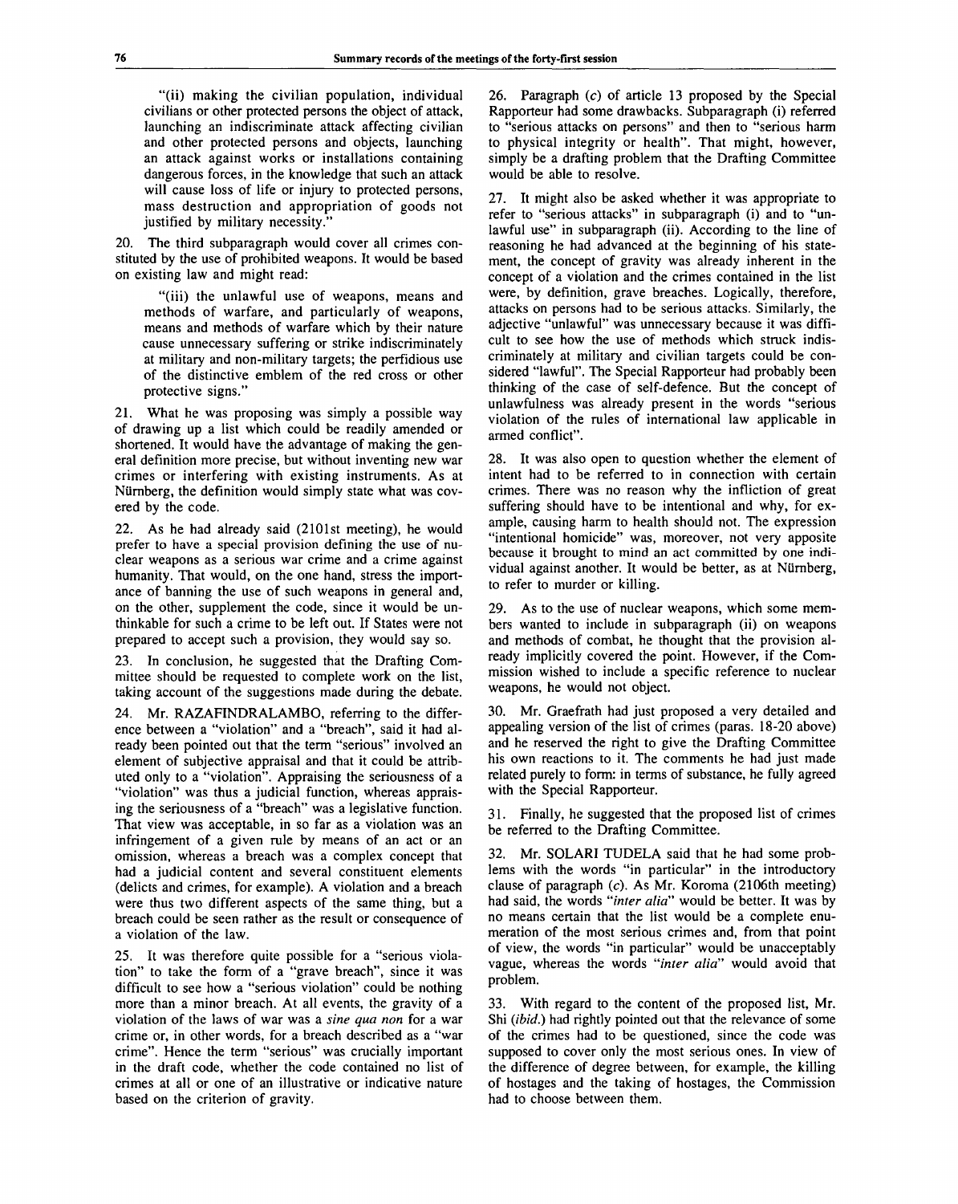"(ii) making the civilian population, individual civilians or other protected persons the object of attack, launching an indiscriminate attack affecting civilian and other protected persons and objects, launching an attack against works or installations containing dangerous forces, in the knowledge that such an attack will cause loss of life or injury to protected persons, mass destruction and appropriation of goods not justified by military necessity."

20. The third subparagraph would cover all crimes constituted by the use of prohibited weapons. It would be based on existing law and might read:

"(iii) the unlawful use of weapons, means and methods of warfare, and particularly of weapons, means and methods of warfare which by their nature cause unnecessary suffering or strike indiscriminately at military and non-military targets; the perfidious use of the distinctive emblem of the red cross or other protective signs."

21. What he was proposing was simply a possible way of drawing up a list which could be readily amended or shortened. It would have the advantage of making the general definition more precise, but without inventing new war crimes or interfering with existing instruments. As at Nürnberg, the definition would simply state what was covered by the code.

22. As he had already said (2101st meeting), he would prefer to have a special provision defining the use of nuclear weapons as a serious war crime and a crime against humanity. That would, on the one hand, stress the importance of banning the use of such weapons in general and, on the other, supplement the code, since it would be unthinkable for such a crime to be left out. If States were not prepared to accept such a provision, they would say so.

23. In conclusion, he suggested that the Drafting Committee should be requested to complete work on the list, taking account of the suggestions made during the debate.

24. Mr. RAZAFINDRALAMBO, referring to the difference between a "violation" and a "breach", said it had already been pointed out that the term "serious" involved an element of subjective appraisal and that it could be attributed only to a "violation". Appraising the seriousness of a "violation" was thus a judicial function, whereas appraising the seriousness of a "breach" was a legislative function. That view was acceptable, in so far as a violation was an infringement of a given rule by means of an act or an omission, whereas a breach was a complex concept that had a judicial content and several constituent elements (delicts and crimes, for example). A violation and a breach were thus two different aspects of the same thing, but a breach could be seen rather as the result or consequence of a violation of the law.

25. It was therefore quite possible for a "serious violation" to take the form of a "grave breach", since it was difficult to see how a "serious violation" could be nothing more than a minor breach. At all events, the gravity of a violation of the laws of war was a *sine qua non* for a war crime or, in other words, for a breach described as a "war crime". Hence the term "serious" was crucially important in the draft code, whether the code contained no list of crimes at all or one of an illustrative or indicative nature based on the criterion of gravity.

26. Paragraph (c) of article 13 proposed by the Special Rapporteur had some drawbacks. Subparagraph (i) referred to "serious attacks on persons" and then to "serious harm to physical integrity or health". That might, however, simply be a drafting problem that the Drafting Committee would be able to resolve.

27. It might also be asked whether it was appropriate to refer to "serious attacks" in subparagraph (i) and to "unlawful use" in subparagraph (ii). According to the line of reasoning he had advanced at the beginning of his statement, the concept of gravity was already inherent in the concept of a violation and the crimes contained in the list were, by definition, grave breaches. Logically, therefore, attacks on persons had to be serious attacks. Similarly, the adjective "unlawful" was unnecessary because it was difficult to see how the use of methods which struck indiscriminately at military and civilian targets could be considered "lawful". The Special Rapporteur had probably been thinking of the case of self-defence. But the concept of unlawfulness was already present in the words "serious violation of the rules of international law applicable in armed conflict".

28. It was also open to question whether the element of intent had to be referred to in connection with certain crimes. There was no reason why the infliction of great suffering should have to be intentional and why, for example, causing harm to health should not. The expression "intentional homicide" was, moreover, not very apposite because it brought to mind an act committed by one individual against another. It would be better, as at Nürnberg, to refer to murder or killing.

29. As to the use of nuclear weapons, which some members wanted to include in subparagraph (ii) on weapons and methods of combat, he thought that the provision already implicitly covered the point. However, if the Commission wished to include a specific reference to nuclear weapons, he would not object.

30. Mr. Graefrath had just proposed a very detailed and appealing version of the list of crimes (paras. 18-20 above) and he reserved the right to give the Drafting Committee his own reactions to it. The comments he had just made related purely to form: in terms of substance, he fully agreed with the Special Rapporteur.

31. Finally, he suggested that the proposed list of crimes be referred to the Drafting Committee.

32. Mr. SOLARI TUDELA said that he had some problems with the words "in particular" in the introductory clause of paragraph (c). As Mr. Koroma (2106th meeting) had said, the words "*inter alia*" would be better. It was by no means certain that the list would be a complete enumeration of the most serious crimes and, from that point of view, the words "in particular" would be unacceptably vague, whereas the words "*inter alia*" would avoid that problem.

33. With regard to the content of the proposed list, Mr. Shi (*ibid.*) had rightly pointed out that the relevance of some of the crimes had to be questioned, since the code was supposed to cover only the most serious ones. In view of the difference of degree between, for example, the killing of hostages and the taking of hostages, the Commission had to choose between them.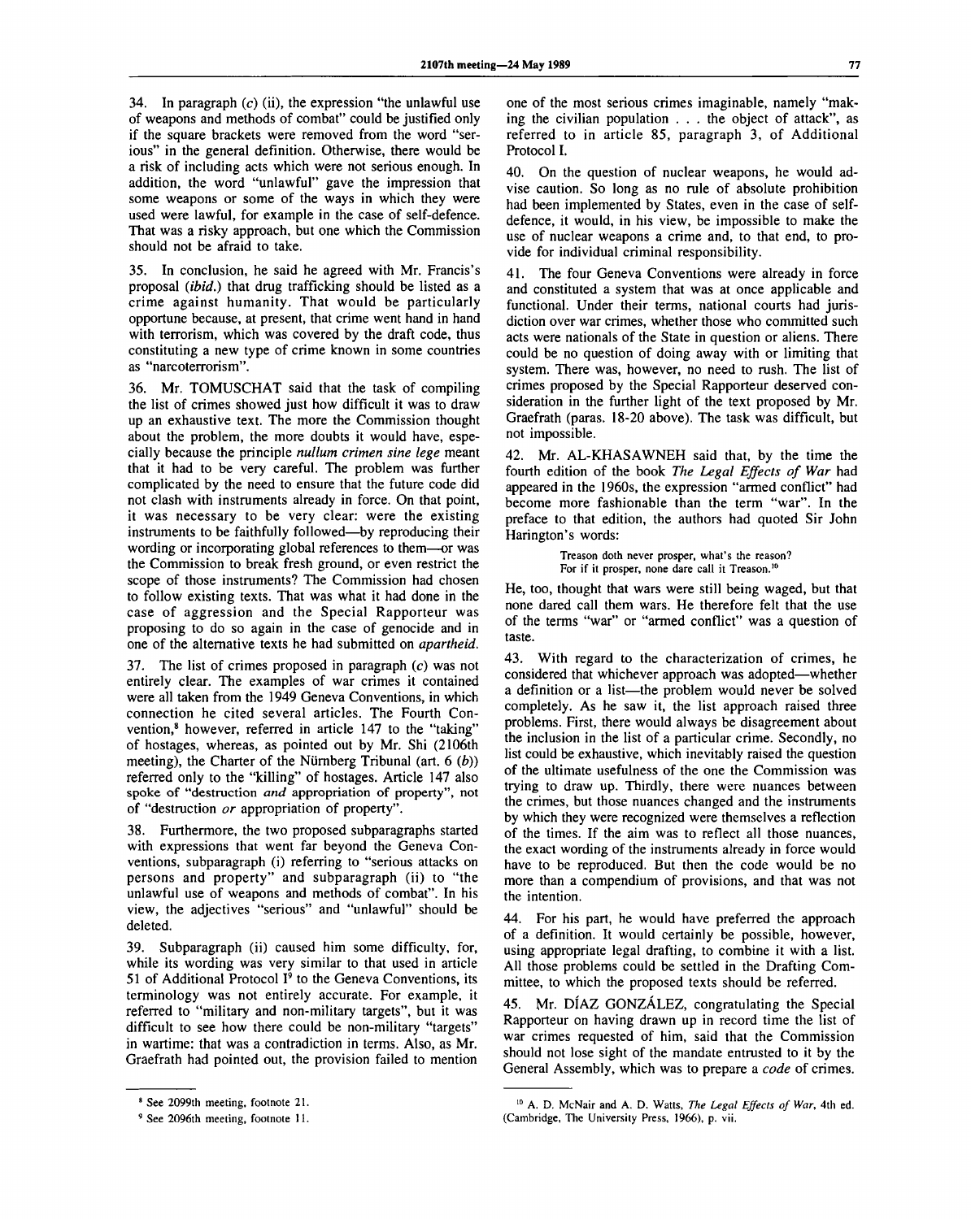34. In paragraph (*c*) (ii), the expression "the unlawful use of weapons and methods of combat" could be justified only if the square brackets were removed from the word "serious" in the general definition. Otherwise, there would be a risk of including acts which were not serious enough. In addition, the word "unlawful" gave the impression that some weapons or some of the ways in which they were used were lawful, for example in the case of self-defence. That was a risky approach, but one which the Commission should not be afraid to take.

35. In conclusion, he said he agreed with Mr. Francis's proposal (*ibid.*) that drug trafficking should be listed as a crime against humanity. That would be particularly opportune because, at present, that crime went hand in hand with terrorism, which was covered by the draft code, thus constituting a new type of crime known in some countries as "narcoterrorism".

36. Mr. TOMUSCHAT said that the task of compiling the list of crimes showed just how difficult it was to draw up an exhaustive text. The more the Commission thought about the problem, the more doubts it would have, especially because the principle *nullum crimen sine lege* meant that it had to be very careful. The problem was further complicated by the need to ensure that the future code did not clash with instruments already in force. On that point, it was necessary to be very clear: were the existing instruments to be faithfully followed—by reproducing their wording or incorporating global references to them—or was the Commission to break fresh ground, or even restrict the scope of those instruments? The Commission had chosen to follow existing texts. That was what it had done in the case of aggression and the Special Rapporteur was proposing to do so again in the case of genocide and in one of the alternative texts he had submitted on *apartheid*.

37. The list of crimes proposed in paragraph (*c*) was not entirely clear. The examples of war crimes it contained were all taken from the 1949 Geneva Conventions, in which connection he cited several articles. The Fourth Convention,[8] however, referred in article 147 to the "taking" of hostages, whereas, as pointed out by Mr. Shi (2106th meeting), the Charter of the Nürnberg Tribunal (art. 6 (*b*)) referred only to the "killing" of hostages. Article 147 also spoke of "destruction *and* appropriation of property", not of "destruction *or* appropriation of property".

38. Furthermore, the two proposed subparagraphs started with expressions that went far beyond the Geneva Conventions, subparagraph (i) referring to "serious attacks on persons and property" and subparagraph (ii) to "the unlawful use of weapons and methods of combat". In his view, the adjectives "serious" and "unlawful" should be deleted.

39. Subparagraph (ii) caused him some difficulty, for, while its wording was very similar to that used in article 51 of Additional Protocol I[9] to the Geneva Conventions, its terminology was not entirely accurate. For example, it referred to "military and non-military targets", but it was difficult to see how there could be non-military "targets" in wartime: that was a contradiction in terms. Also, as Mr. Graefrath had pointed out, the provision failed to mention one of the most serious crimes imaginable, namely "making the civilian population . . . the object of attack", as referred to in article 85, paragraph 3, of Additional Protocol I.

40. On the question of nuclear weapons, he would advise caution. So long as no rule of absolute prohibition had been implemented by States, even in the case of self-defence, it would, in his view, be impossible to make the use of nuclear weapons a crime and, to that end, to provide for individual criminal responsibility.

41. The four Geneva Conventions were already in force and constituted a system that was at once applicable and functional. Under their terms, national courts had jurisdiction over war crimes, whether those who committed such acts were nationals of the State in question or aliens. There could be no question of doing away with or limiting that system. There was, however, no need to rush. The list of crimes proposed by the Special Rapporteur deserved consideration in the further light of the text proposed by Mr. Graefrath (paras. 18-20 above). The task was difficult, but not impossible.

42. Mr. AL-KHASAWNEH said that, by the time the fourth edition of the book *The Legal Effects of War* had appeared in the 1960s, the expression "armed conflict" had become more fashionable than the term "war". In the preface to that edition, the authors had quoted Sir John Harington's words:

> Treason doth never prosper, what's the reason?
> For if it prosper, none dare call it Treason.[10]

He, too, thought that wars were still being waged, but that none dared call them wars. He therefore felt that the use of the terms "war" or "armed conflict" was a question of taste.

43. With regard to the characterization of crimes, he considered that whichever approach was adopted—whether a definition or a list—the problem would never be solved completely. As he saw it, the list approach raised three problems. First, there would always be disagreement about the inclusion in the list of a particular crime. Secondly, no list could be exhaustive, which inevitably raised the question of the ultimate usefulness of the one the Commission was trying to draw up. Thirdly, there were nuances between the crimes, but those nuances changed and the instruments by which they were recognized were themselves a reflection of the times. If the aim was to reflect all those nuances, the exact wording of the instruments already in force would have to be reproduced. But then the code would be no more than a compendium of provisions, and that was not the intention.

44. For his part, he would have preferred the approach of a definition. It would certainly be possible, however, using appropriate legal drafting, to combine it with a list. All those problems could be settled in the Drafting Committee, to which the proposed texts should be referred.

45. Mr. DÍAZ GONZÁLEZ, congratulating the Special Rapporteur on having drawn up in record time the list of war crimes requested of him, said that the Commission should not lose sight of the mandate entrusted to it by the General Assembly, which was to prepare a *code* of crimes.

---

[8] See 2099th meeting, footnote 21.

[9] See 2096th meeting, footnote 11.

[10] A. D. McNair and A. D. Watts, *The Legal Effects of War*, 4th ed. (Cambridge, The University Press, 1966), p. vii.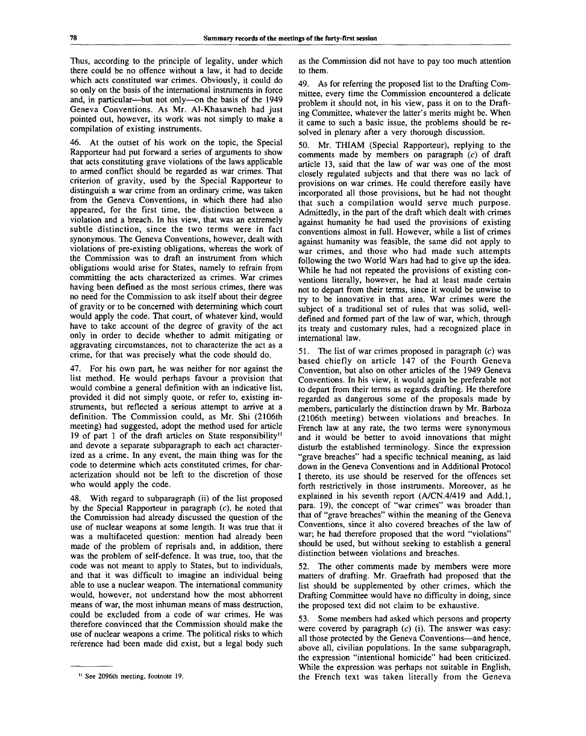Thus, according to the principle of legality, under which there could be no offence without a law, it had to decide which acts constituted war crimes. Obviously, it could do so only on the basis of the international instruments in force and, in particular—but not only—on the basis of the 1949 Geneva Conventions. As Mr. Al-Khasawneh had just pointed out, however, its work was not simply to make a compilation of existing instruments.

46. At the outset of his work on the topic, the Special Rapporteur had put forward a series of arguments to show that acts constituting grave violations of the laws applicable to armed conflict should be regarded as war crimes. That criterion of gravity, used by the Special Rapporteur to distinguish a war crime from an ordinary crime, was taken from the Geneva Conventions, in which there had also appeared, for the first time, the distinction between a violation and a breach. In his view, that was an extremely subtle distinction, since the two terms were in fact synonymous. The Geneva Conventions, however, dealt with violations of pre-existing obligations, whereas the work of the Commission was to draft an instrument from which obligations would arise for States, namely to refrain from committing the acts characterized as crimes. War crimes having been defined as the most serious crimes, there was no need for the Commission to ask itself about their degree of gravity or to be concerned with determining which court would apply the code. That court, of whatever kind, would have to take account of the degree of gravity of the act only in order to decide whether to admit mitigating or aggravating circumstances, not to characterize the act as a crime, for that was precisely what the code should do.

47. For his own part, he was neither for nor against the list method. He would perhaps favour a provision that would combine a general definition with an indicative list, provided it did not simply quote, or refer to, existing instruments, but reflected a serious attempt to arrive at a definition. The Commission could, as Mr. Shi (2106th meeting) had suggested, adopt the method used for article 19 of part 1 of the draft articles on State responsibility[11] and devote a separate subparagraph to each act characterized as a crime. In any event, the main thing was for the code to determine which acts constituted crimes, for characterization should not be left to the discretion of those who would apply the code.

48. With regard to subparagraph (ii) of the list proposed by the Special Rapporteur in paragraph (*c*), he noted that the Commission had already discussed the question of the use of nuclear weapons at some length. It was true that it was a multifaceted question: mention had already been made of the problem of reprisals and, in addition, there was the problem of self-defence. It was true, too, that the code was not meant to apply to States, but to individuals, and that it was difficult to imagine an individual being able to use a nuclear weapon. The international community would, however, not understand how the most abhorrent means of war, the most inhuman means of mass destruction, could be excluded from a code of war crimes. He was therefore convinced that the Commission should make the use of nuclear weapons a crime. The political risks to which reference had been made did exist, but a legal body such as the Commission did not have to pay too much attention to them.

49. As for referring the proposed list to the Drafting Committee, every time the Commission encountered a delicate problem it should not, in his view, pass it on to the Drafting Committee, whatever the latter's merits might be. When it came to such a basic issue, the problems should be resolved in plenary after a very thorough discussion.

50. Mr. THIAM (Special Rapporteur), replying to the comments made by members on paragraph (*c*) of draft article 13, said that the law of war was one of the most closely regulated subjects and that there was no lack of provisions on war crimes. He could therefore easily have incorporated all those provisions, but he had not thought that such a compilation would serve much purpose. Admittedly, in the part of the draft which dealt with crimes against humanity he had used the provisions of existing conventions almost in full. However, while a list of crimes against humanity was feasible, the same did not apply to war crimes, and those who had made such attempts following the two World Wars had had to give up the idea. While he had not repeated the provisions of existing conventions literally, however, he had at least made certain not to depart from their terms, since it would be unwise to try to be innovative in that area. War crimes were the subject of a traditional set of rules that was solid, well-defined and formed part of the law of war, which, through its treaty and customary rules, had a recognized place in international law.

51. The list of war crimes proposed in paragraph (*c*) was based chiefly on article 147 of the Fourth Geneva Convention, but also on other articles of the 1949 Geneva Conventions. In his view, it would again be preferable not to depart from their terms as regards drafting. He therefore regarded as dangerous some of the proposals made by members, particularly the distinction drawn by Mr. Barboza (2106th meeting) between violations and breaches. In French law at any rate, the two terms were synonymous and it would be better to avoid innovations that might disturb the established terminology. Since the expression "grave breaches" had a specific technical meaning, as laid down in the Geneva Conventions and in Additional Protocol I thereto, its use should be reserved for the offences set forth restrictively in those instruments. Moreover, as he explained in his seventh report (A/CN.4/419 and Add.1, para. 19), the concept of "war crimes" was broader than that of "grave breaches" within the meaning of the Geneva Conventions, since it also covered breaches of the law of war; he had therefore proposed that the word "violations" should be used, but without seeking to establish a general distinction between violations and breaches.

52. The other comments made by members were more matters of drafting. Mr. Graefrath had proposed that the list should be supplemented by other crimes, which the Drafting Committee would have no difficulty in doing, since the proposed text did not claim to be exhaustive.

53. Some members had asked which persons and property were covered by paragraph (*c*) (i). The answer was easy: all those protected by the Geneva Conventions—and hence, above all, civilian populations. In the same subparagraph, the expression "intentional homicide" had been criticized. While the expression was perhaps not suitable in English, the French text was taken literally from the Geneva

---

[11] See 2096th meeting, footnote 19.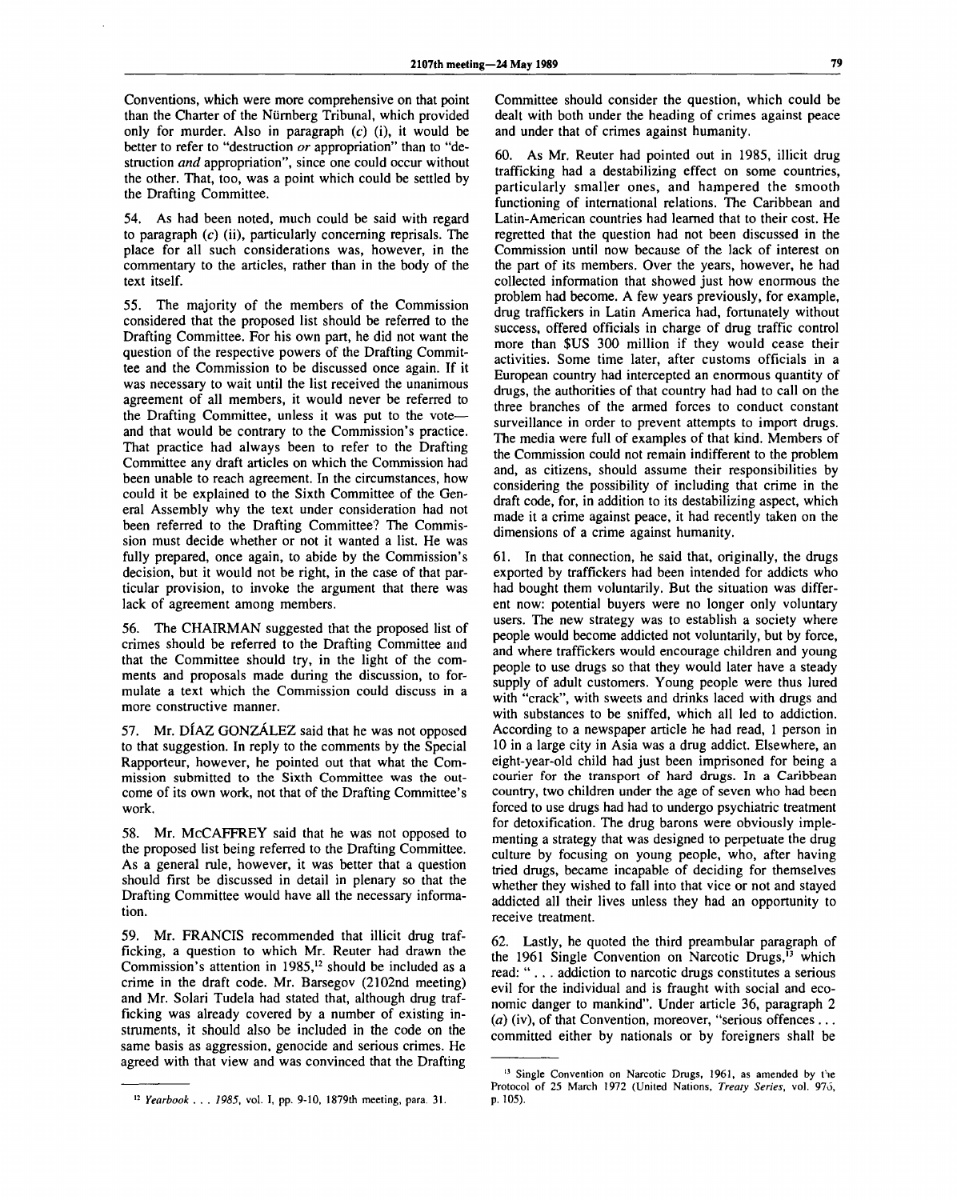Conventions, which were more comprehensive on that point than the Charter of the Nürnberg Tribunal, which provided only for murder. Also in paragraph (*c*) (i), it would be better to refer to "destruction *or* appropriation" than to "destruction *and* appropriation", since one could occur without the other. That, too, was a point which could be settled by the Drafting Committee.

54. As had been noted, much could be said with regard to paragraph (*c*) (ii), particularly concerning reprisals. The place for all such considerations was, however, in the commentary to the articles, rather than in the body of the text itself.

55. The majority of the members of the Commission considered that the proposed list should be referred to the Drafting Committee. For his own part, he did not want the question of the respective powers of the Drafting Committee and the Commission to be discussed once again. If it was necessary to wait until the list received the unanimous agreement of all members, it would never be referred to the Drafting Committee, unless it was put to the vote—and that would be contrary to the Commission's practice. That practice had always been to refer to the Drafting Committee any draft articles on which the Commission had been unable to reach agreement. In the circumstances, how could it be explained to the Sixth Committee of the General Assembly why the text under consideration had not been referred to the Drafting Committee? The Commission must decide whether or not it wanted a list. He was fully prepared, once again, to abide by the Commission's decision, but it would not be right, in the case of that particular provision, to invoke the argument that there was lack of agreement among members.

56. The CHAIRMAN suggested that the proposed list of crimes should be referred to the Drafting Committee and that the Committee should try, in the light of the comments and proposals made during the discussion, to formulate a text which the Commission could discuss in a more constructive manner.

57. Mr. DÍAZ GONZÁLEZ said that he was not opposed to that suggestion. In reply to the comments by the Special Rapporteur, however, he pointed out that what the Commission submitted to the Sixth Committee was the outcome of its own work, not that of the Drafting Committee's work.

58. Mr. McCAFFREY said that he was not opposed to the proposed list being referred to the Drafting Committee. As a general rule, however, it was better that a question should first be discussed in detail in plenary so that the Drafting Committee would have all the necessary information.

59. Mr. FRANCIS recommended that illicit drug trafficking, a question to which Mr. Reuter had drawn the Commission's attention in 1985,[12] should be included as a crime in the draft code. Mr. Barsegov (2102nd meeting) and Mr. Solari Tudela had stated that, although drug trafficking was already covered by a number of existing instruments, it should also be included in the code on the same basis as aggression, genocide and serious crimes. He agreed with that view and was convinced that the Drafting Committee should consider the question, which could be dealt with both under the heading of crimes against peace and under that of crimes against humanity.

60. As Mr. Reuter had pointed out in 1985, illicit drug trafficking had a destabilizing effect on some countries, particularly smaller ones, and hampered the smooth functioning of international relations. The Caribbean and Latin-American countries had learned that to their cost. He regretted that the question had not been discussed in the Commission until now because of the lack of interest on the part of its members. Over the years, however, he had collected information that showed just how enormous the problem had become. A few years previously, for example, drug traffickers in Latin America had, fortunately without success, offered officials in charge of drug traffic control more than $US 300 million if they would cease their activities. Some time later, after customs officials in a European country had intercepted an enormous quantity of drugs, the authorities of that country had had to call on the three branches of the armed forces to conduct constant surveillance in order to prevent attempts to import drugs. The media were full of examples of that kind. Members of the Commission could not remain indifferent to the problem and, as citizens, should assume their responsibilities by considering the possibility of including that crime in the draft code, for, in addition to its destabilizing aspect, which made it a crime against peace, it had recently taken on the dimensions of a crime against humanity.

61. In that connection, he said that, originally, the drugs exported by traffickers had been intended for addicts who had bought them voluntarily. But the situation was different now: potential buyers were no longer only voluntary users. The new strategy was to establish a society where people would become addicted not voluntarily, but by force, and where traffickers would encourage children and young people to use drugs so that they would later have a steady supply of adult customers. Young people were thus lured with "crack", with sweets and drinks laced with drugs and with substances to be sniffed, which all led to addiction. According to a newspaper article he had read, 1 person in 10 in a large city in Asia was a drug addict. Elsewhere, an eight-year-old child had just been imprisoned for being a courier for the transport of hard drugs. In a Caribbean country, two children under the age of seven who had been forced to use drugs had had to undergo psychiatric treatment for detoxification. The drug barons were obviously implementing a strategy that was designed to perpetuate the drug culture by focusing on young people, who, after having tried drugs, became incapable of deciding for themselves whether they wished to fall into that vice or not and stayed addicted all their lives unless they had an opportunity to receive treatment.

62. Lastly, he quoted the third preambular paragraph of the 1961 Single Convention on Narcotic Drugs,[13] which read: "... addiction to narcotic drugs constitutes a serious evil for the individual and is fraught with social and economic danger to mankind". Under article 36, paragraph 2 (*a*) (iv), of that Convention, moreover, "serious offences ... committed either by nationals or by foreigners shall be

[12] *Yearbook ... 1985*, vol. I, pp. 9-10, 1879th meeting, para. 31.

[13] Single Convention on Narcotic Drugs, 1961, as amended by the Protocol of 25 March 1972 (United Nations, *Treaty Series*, vol. 976, p. 105).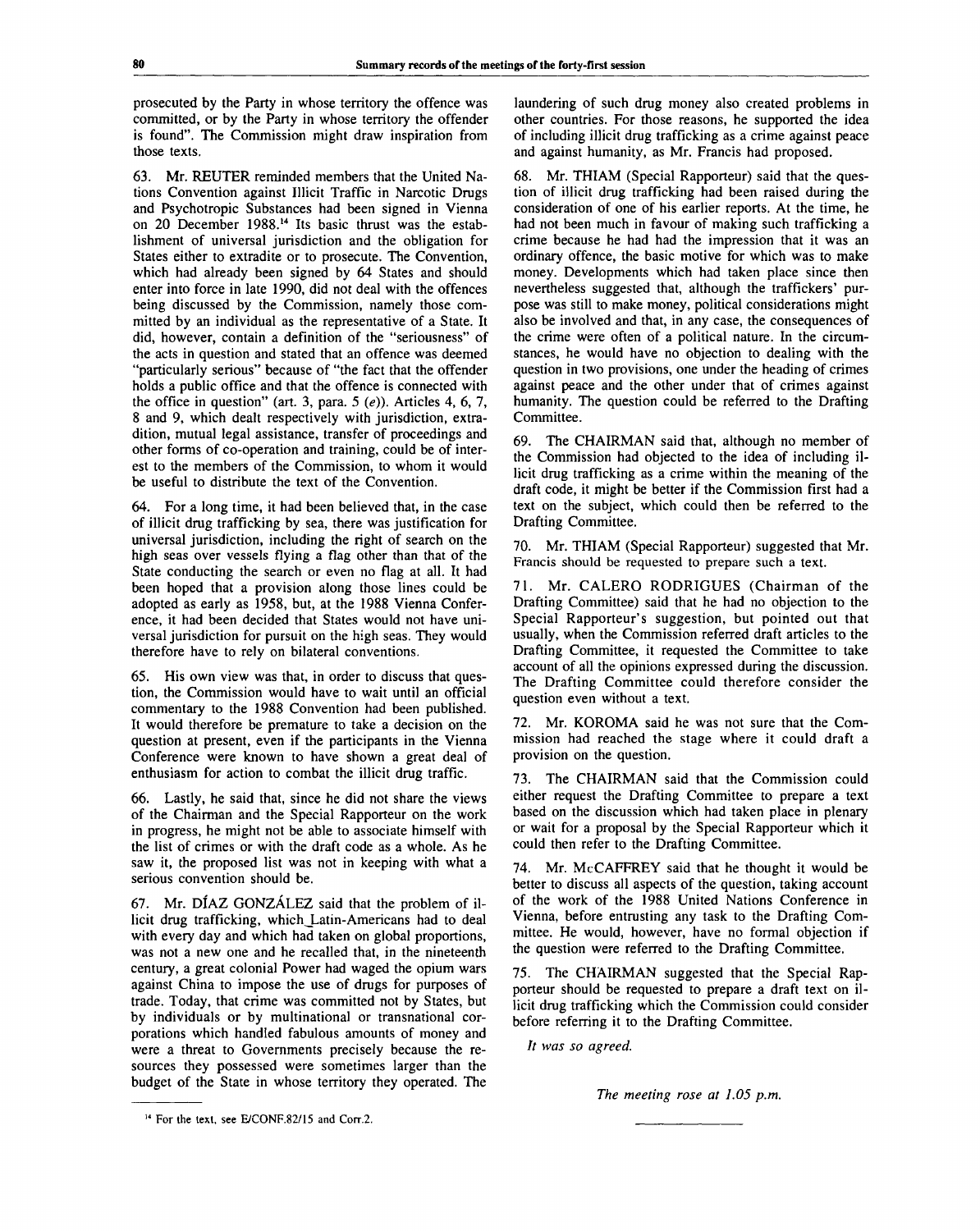prosecuted by the Party in whose territory the offence was committed, or by the Party in whose territory the offender is found". The Commission might draw inspiration from those texts.

63. Mr. REUTER reminded members that the United Nations Convention against Illicit Traffic in Narcotic Drugs and Psychotropic Substances had been signed in Vienna on 20 December 1988.[14] Its basic thrust was the establishment of universal jurisdiction and the obligation for States either to extradite or to prosecute. The Convention, which had already been signed by 64 States and should enter into force in late 1990, did not deal with the offences being discussed by the Commission, namely those committed by an individual as the representative of a State. It did, however, contain a definition of the "seriousness" of the acts in question and stated that an offence was deemed "particularly serious" because of "the fact that the offender holds a public office and that the offence is connected with the office in question" (art. 3, para. 5 (*e*)). Articles 4, 6, 7, 8 and 9, which dealt respectively with jurisdiction, extradition, mutual legal assistance, transfer of proceedings and other forms of co-operation and training, could be of interest to the members of the Commission, to whom it would be useful to distribute the text of the Convention.

64. For a long time, it had been believed that, in the case of illicit drug trafficking by sea, there was justification for universal jurisdiction, including the right of search on the high seas over vessels flying a flag other than that of the State conducting the search or even no flag at all. It had been hoped that a provision along those lines could be adopted as early as 1958, but, at the 1988 Vienna Conference, it had been decided that States would not have universal jurisdiction for pursuit on the high seas. They would therefore have to rely on bilateral conventions.

65. His own view was that, in order to discuss that question, the Commission would have to wait until an official commentary to the 1988 Convention had been published. It would therefore be premature to take a decision on the question at present, even if the participants in the Vienna Conference were known to have shown a great deal of enthusiasm for action to combat the illicit drug traffic.

66. Lastly, he said that, since he did not share the views of the Chairman and the Special Rapporteur on the work in progress, he might not be able to associate himself with the list of crimes or with the draft code as a whole. As he saw it, the proposed list was not in keeping with what a serious convention should be.

67. Mr. DÍAZ GONZÁLEZ said that the problem of illicit drug trafficking, which Latin-Americans had to deal with every day and which had taken on global proportions, was not a new one and he recalled that, in the nineteenth century, a great colonial Power had waged the opium wars against China to impose the use of drugs for purposes of trade. Today, that crime was committed not by States, but by individuals or by multinational or transnational corporations which handled fabulous amounts of money and were a threat to Governments precisely because the resources they possessed were sometimes larger than the budget of the State in whose territory they operated. The laundering of such drug money also created problems in other countries. For those reasons, he supported the idea of including illicit drug trafficking as a crime against peace and against humanity, as Mr. Francis had proposed.

68. Mr. THIAM (Special Rapporteur) said that the question of illicit drug trafficking had been raised during the consideration of one of his earlier reports. At the time, he had not been much in favour of making such trafficking a crime because he had had the impression that it was an ordinary offence, the basic motive for which was to make money. Developments which had taken place since then nevertheless suggested that, although the traffickers' purpose was still to make money, political considerations might also be involved and that, in any case, the consequences of the crime were often of a political nature. In the circumstances, he would have no objection to dealing with the question in two provisions, one under the heading of crimes against peace and the other under that of crimes against humanity. The question could be referred to the Drafting Committee.

69. The CHAIRMAN said that, although no member of the Commission had objected to the idea of including illicit drug trafficking as a crime within the meaning of the draft code, it might be better if the Commission first had a text on the subject, which could then be referred to the Drafting Committee.

70. Mr. THIAM (Special Rapporteur) suggested that Mr. Francis should be requested to prepare such a text.

71. Mr. CALERO RODRIGUES (Chairman of the Drafting Committee) said that he had no objection to the Special Rapporteur's suggestion, but pointed out that usually, when the Commission referred draft articles to the Drafting Committee, it requested the Committee to take account of all the opinions expressed during the discussion. The Drafting Committee could therefore consider the question even without a text.

72. Mr. KOROMA said he was not sure that the Commission had reached the stage where it could draft a provision on the question.

73. The CHAIRMAN said that the Commission could either request the Drafting Committee to prepare a text based on the discussion which had taken place in plenary or wait for a proposal by the Special Rapporteur which it could then refer to the Drafting Committee.

74. Mr. McCAFFREY said that he thought it would be better to discuss all aspects of the question, taking account of the work of the 1988 United Nations Conference in Vienna, before entrusting any task to the Drafting Committee. He would, however, have no formal objection if the question were referred to the Drafting Committee.

75. The CHAIRMAN suggested that the Special Rapporteur should be requested to prepare a draft text on illicit drug trafficking which the Commission could consider before referring it to the Drafting Committee.

*It was so agreed.*

*The meeting rose at 1.05 p.m.*

---

[14] For the text, see E/CONF.82/15 and Corr.2.